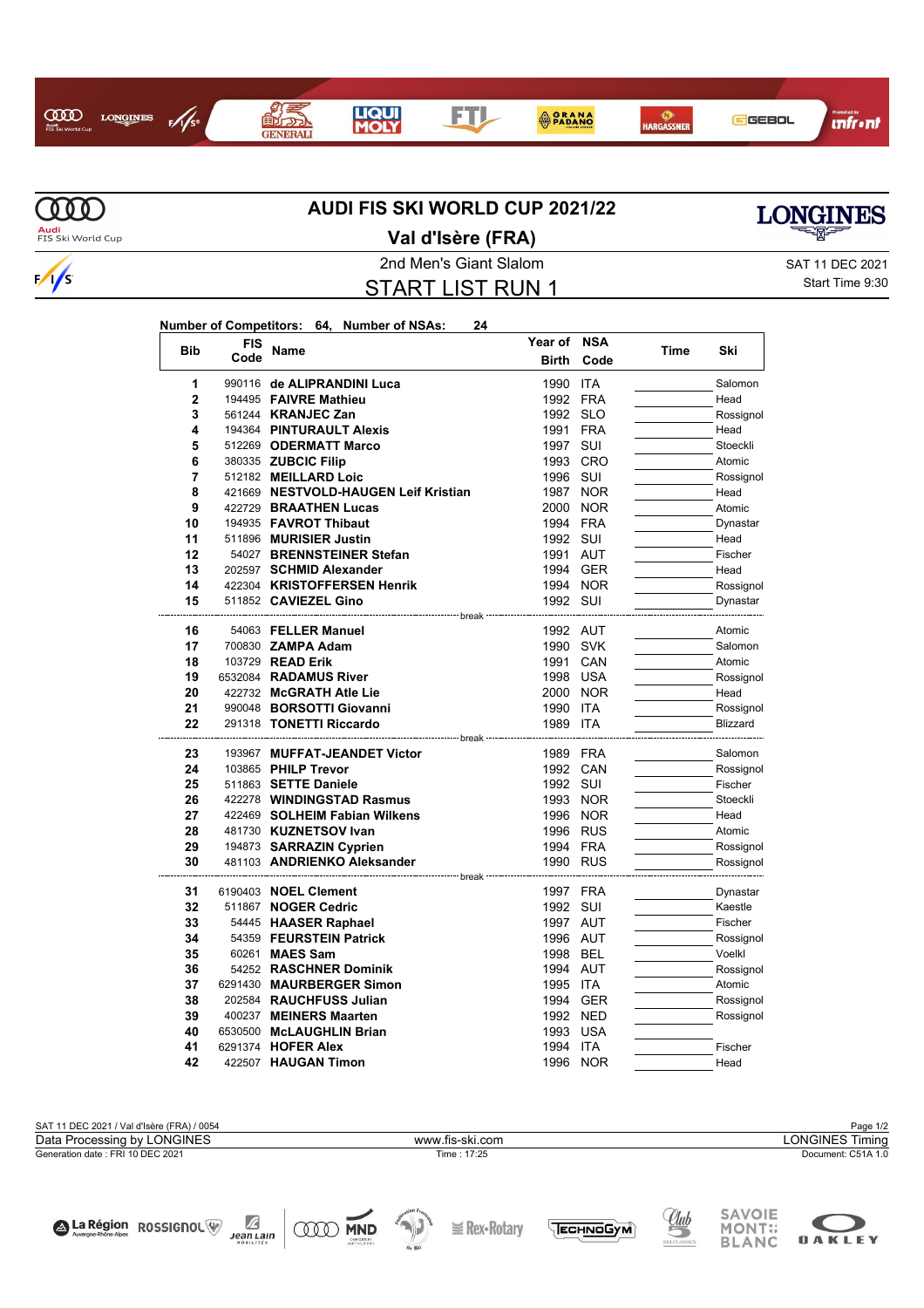# AUDI FIS SKI WORLD CUP 2021/22

## Val d'Isère (FRA)

2nd Men's Giant Slalom

SAT 11 DEC 2021

## START LIST RUN 1

Start Time 9:30

**Number of Competitors: 64, Number of NSAs: 24**

| Bib | FIS Code | Name | Year of Birth | NSA Code | Time | Ski |
|---|---|---|---|---|---|---|
| 1 | 990116 | **de ALIPRANDINI Luca** | 1990 | ITA | | Salomon |
| 2 | 194495 | **FAIVRE Mathieu** | 1992 | FRA | | Head |
| 3 | 561244 | **KRANJEC Zan** | 1992 | SLO | | Rossignol |
| 4 | 194364 | **PINTURAULT Alexis** | 1991 | FRA | | Head |
| 5 | 512269 | **ODERMATT Marco** | 1997 | SUI | | Stoeckli |
| 6 | 380335 | **ZUBCIC Filip** | 1993 | CRO | | Atomic |
| 7 | 512182 | **MEILLARD Loic** | 1996 | SUI | | Rossignol |
| 8 | 421669 | **NESTVOLD-HAUGEN Leif Kristian** | 1987 | NOR | | Head |
| 9 | 422729 | **BRAATHEN Lucas** | 2000 | NOR | | Atomic |
| 10 | 194935 | **FAVROT Thibaut** | 1994 | FRA | | Dynastar |
| 11 | 511896 | **MURISIER Justin** | 1992 | SUI | | Head |
| 12 | 54027 | **BRENNSTEINER Stefan** | 1991 | AUT | | Fischer |
| 13 | 202597 | **SCHMID Alexander** | 1994 | GER | | Head |
| 14 | 422304 | **KRISTOFFERSEN Henrik** | 1994 | NOR | | Rossignol |
| 15 | 511852 | **CAVIEZEL Gino** | 1992 | SUI | | Dynastar |
| | | break | | | | |
| 16 | 54063 | **FELLER Manuel** | 1992 | AUT | | Atomic |
| 17 | 700830 | **ZAMPA Adam** | 1990 | SVK | | Salomon |
| 18 | 103729 | **READ Erik** | 1991 | CAN | | Atomic |
| 19 | 6532084 | **RADAMUS River** | 1998 | USA | | Rossignol |
| 20 | 422732 | **McGRATH Atle Lie** | 2000 | NOR | | Head |
| 21 | 990048 | **BORSOTTI Giovanni** | 1990 | ITA | | Rossignol |
| 22 | 291318 | **TONETTI Riccardo** | 1989 | ITA | | Blizzard |
| | | break | | | | |
| 23 | 193967 | **MUFFAT-JEANDET Victor** | 1989 | FRA | | Salomon |
| 24 | 103865 | **PHILP Trevor** | 1992 | CAN | | Rossignol |
| 25 | 511863 | **SETTE Daniele** | 1992 | SUI | | Fischer |
| 26 | 422278 | **WINDINGSTAD Rasmus** | 1993 | NOR | | Stoeckli |
| 27 | 422469 | **SOLHEIM Fabian Wilkens** | 1996 | NOR | | Head |
| 28 | 481730 | **KUZNETSOV Ivan** | 1996 | RUS | | Atomic |
| 29 | 194873 | **SARRAZIN Cyprien** | 1994 | FRA | | Rossignol |
| 30 | 481103 | **ANDRIENKO Aleksander** | 1990 | RUS | | Rossignol |
| | | break | | | | |
| 31 | 6190403 | **NOEL Clement** | 1997 | FRA | | Dynastar |
| 32 | 511867 | **NOGER Cedric** | 1992 | SUI | | Kaestle |
| 33 | 54445 | **HAASER Raphael** | 1997 | AUT | | Fischer |
| 34 | 54359 | **FEURSTEIN Patrick** | 1996 | AUT | | Rossignol |
| 35 | 60261 | **MAES Sam** | 1998 | BEL | | Voelkl |
| 36 | 54252 | **RASCHNER Dominik** | 1994 | AUT | | Rossignol |
| 37 | 6291430 | **MAURBERGER Simon** | 1995 | ITA | | Atomic |
| 38 | 202584 | **RAUCHFUSS Julian** | 1994 | GER | | Rossignol |
| 39 | 400237 | **MEINERS Maarten** | 1992 | NED | | Rossignol |
| 40 | 6530500 | **McLAUGHLIN Brian** | 1993 | USA | | |
| 41 | 6291374 | **HOFER Alex** | 1994 | ITA | | Fischer |
| 42 | 422507 | **HAUGAN Timon** | 1996 | NOR | | Head |

SAT 11 DEC 2021 / Val d'Isère (FRA) / 0054

Data Processing by LONGINES — www.fis-ski.com — LONGINES Timing

Generation date : FRI 10 DEC 2021 — Time : 17:25 — Document: C51A 1.0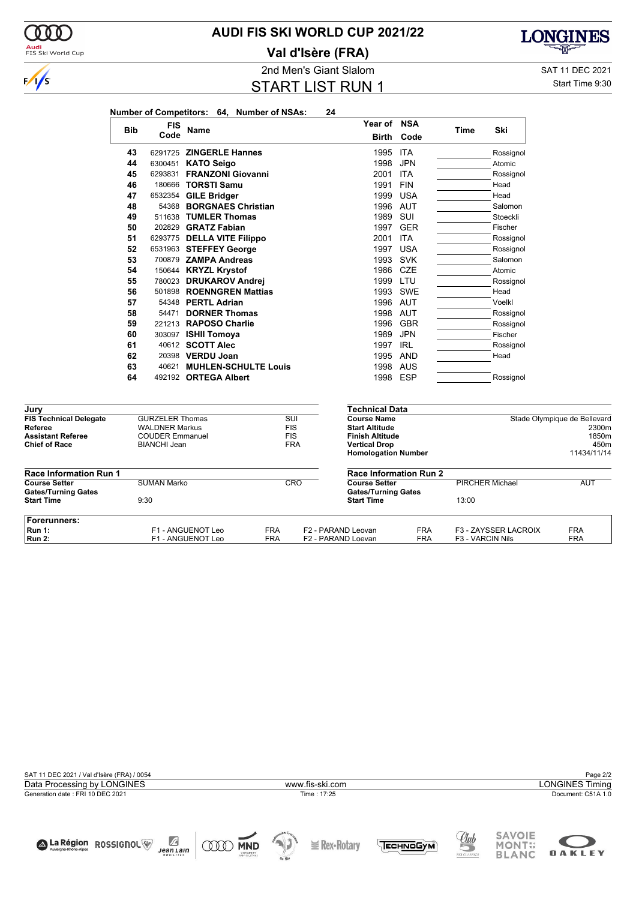# AUDI FIS SKI WORLD CUP 2021/22

## Val d'Isère (FRA)

2nd Men's Giant Slalom

SAT 11 DEC 2021

## START LIST RUN 1

Start Time 9:30

**Number of Competitors: 64, Number of NSAs: 24**

| Bib | FIS Code | Name | Year of Birth | NSA Code | Time | Ski |
|---|---|---|---|---|---|---|
| 43 | 6291725 | **ZINGERLE Hannes** | 1995 | ITA | | Rossignol |
| 44 | 6300451 | **KATO Seigo** | 1998 | JPN | | Atomic |
| 45 | 6293831 | **FRANZONI Giovanni** | 2001 | ITA | | Rossignol |
| 46 | 180666 | **TORSTI Samu** | 1991 | FIN | | Head |
| 47 | 6532354 | **GILE Bridger** | 1999 | USA | | Head |
| 48 | 54368 | **BORGNAES Christian** | 1996 | AUT | | Salomon |
| 49 | 511638 | **TUMLER Thomas** | 1989 | SUI | | Stoeckli |
| 50 | 202829 | **GRATZ Fabian** | 1997 | GER | | Fischer |
| 51 | 6293775 | **DELLA VITE Filippo** | 2001 | ITA | | Rossignol |
| 52 | 6531963 | **STEFFEY George** | 1997 | USA | | Rossignol |
| 53 | 700879 | **ZAMPA Andreas** | 1993 | SVK | | Salomon |
| 54 | 150644 | **KRYZL Krystof** | 1986 | CZE | | Atomic |
| 55 | 780023 | **DRUKAROV Andrej** | 1999 | LTU | | Rossignol |
| 56 | 501898 | **ROENNGREN Mattias** | 1993 | SWE | | Head |
| 57 | 54348 | **PERTL Adrian** | 1996 | AUT | | Voelkl |
| 58 | 54471 | **DORNER Thomas** | 1998 | AUT | | Rossignol |
| 59 | 221213 | **RAPOSO Charlie** | 1996 | GBR | | Rossignol |
| 60 | 303097 | **ISHII Tomoya** | 1989 | JPN | | Fischer |
| 61 | 40612 | **SCOTT Alec** | 1997 | IRL | | Rossignol |
| 62 | 20398 | **VERDU Joan** | 1995 | AND | | Head |
| 63 | 40621 | **MUHLEN-SCHULTE Louis** | 1998 | AUS | | |
| 64 | 492192 | **ORTEGA Albert** | 1998 | ESP | | Rossignol |

### Jury

| | | |
|---|---|---|
| **FIS Technical Delegate** | GURZELER Thomas | SUI |
| **Referee** | WALDNER Markus | FIS |
| **Assistant Referee** | COUDER Emmanuel | FIS |
| **Chief of Race** | BIANCHI Jean | FRA |

### Technical Data

| | |
|---|---|
| **Course Name** | Stade Olympique de Bellevard |
| **Start Altitude** | 2300m |
| **Finish Altitude** | 1850m |
| **Vertical Drop** | 450m |
| **Homologation Number** | 11434/11/14 |

### Race Information Run 1

| | | |
|---|---|---|
| **Course Setter** | SUMAN Marko | CRO |
| **Gates/Turning Gates** | | |
| **Start Time** | 9:30 | |

### Race Information Run 2

| | | |
|---|---|---|
| **Course Setter** | PIRCHER Michael | AUT |
| **Gates/Turning Gates** | | |
| **Start Time** | 13:00 | |

### Forerunners:

| | | | | | | |
|---|---|---|---|---|---|---|
| **Run 1:** | F1 - ANGUENOT Leo | FRA | F2 - PARAND Leovan | FRA | F3 - ZAYSSER LACROIX | FRA |
| **Run 2:** | F1 - ANGUENOT Leo | FRA | F2 - PARAND Loevan | FRA | F3 - VARCIN Nils | FRA |

SAT 11 DEC 2021 / Val d'Isère (FRA) / 0054

Data Processing by LONGINES — www.fis-ski.com — LONGINES Timing

Generation date : FRI 10 DEC 2021 — Time : 17:25 — Document: C51A 1.0